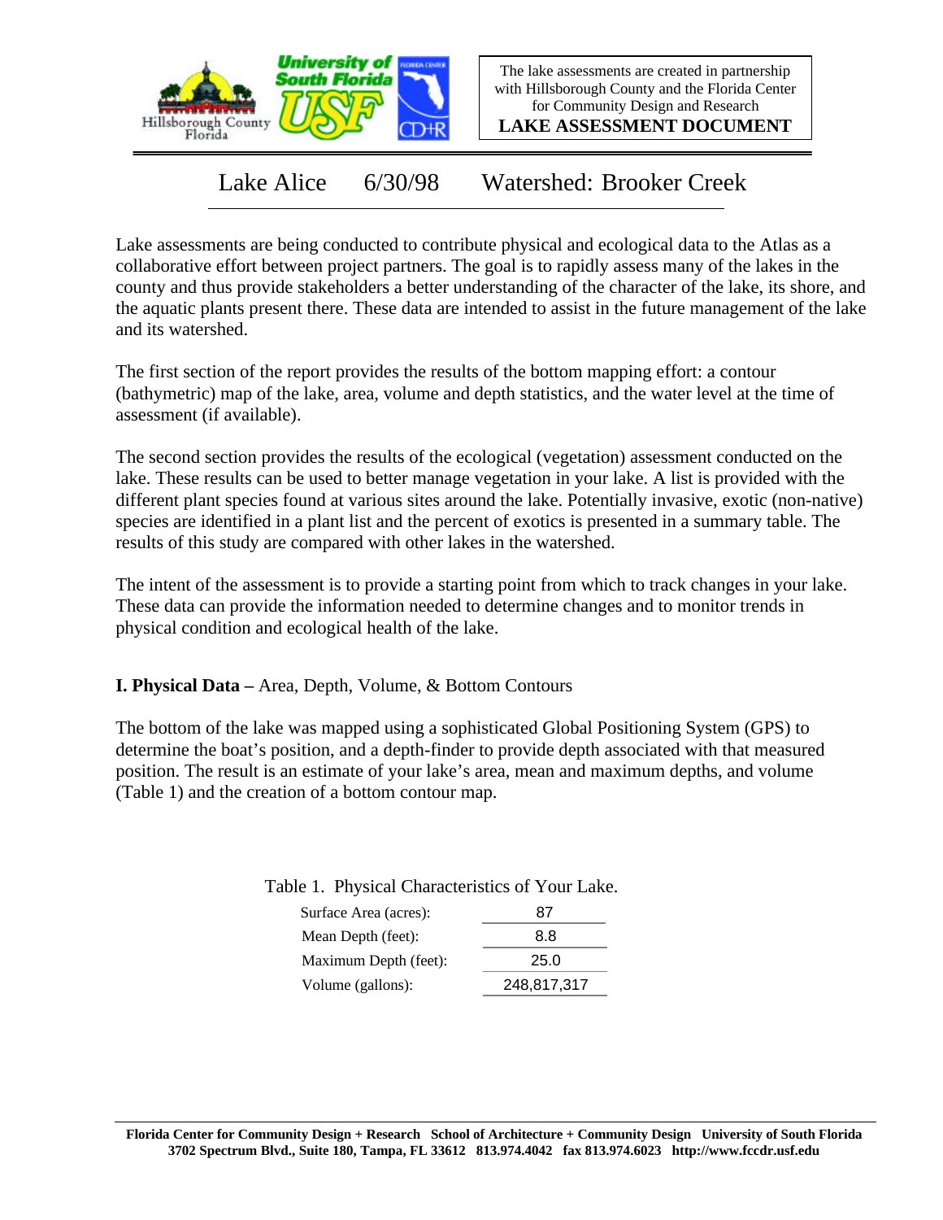The lake assessments are created in partnership with Hillsborough County and the Florida Center for Community Design and Research

**LAKE ASSESSMENT DOCUMENT**

# Lake Alice 6/30/98 Watershed: Brooker Creek

Lake assessments are being conducted to contribute physical and ecological data to the Atlas as a collaborative effort between project partners. The goal is to rapidly assess many of the lakes in the county and thus provide stakeholders a better understanding of the character of the lake, its shore, and the aquatic plants present there. These data are intended to assist in the future management of the lake and its watershed.

The first section of the report provides the results of the bottom mapping effort: a contour (bathymetric) map of the lake, area, volume and depth statistics, and the water level at the time of assessment (if available).

The second section provides the results of the ecological (vegetation) assessment conducted on the lake. These results can be used to better manage vegetation in your lake. A list is provided with the different plant species found at various sites around the lake. Potentially invasive, exotic (non-native) species are identified in a plant list and the percent of exotics is presented in a summary table. The results of this study are compared with other lakes in the watershed.

The intent of the assessment is to provide a starting point from which to track changes in your lake. These data can provide the information needed to determine changes and to monitor trends in physical condition and ecological health of the lake.

## I. Physical Data – Area, Depth, Volume, & Bottom Contours

The bottom of the lake was mapped using a sophisticated Global Positioning System (GPS) to determine the boat's position, and a depth-finder to provide depth associated with that measured position. The result is an estimate of your lake's area, mean and maximum depths, and volume (Table 1) and the creation of a bottom contour map.

Table 1. Physical Characteristics of Your Lake.

| | |
|---|---|
| Surface Area (acres): | 87 |
| Mean Depth (feet): | 8.8 |
| Maximum Depth (feet): | 25.0 |
| Volume (gallons): | 248,817,317 |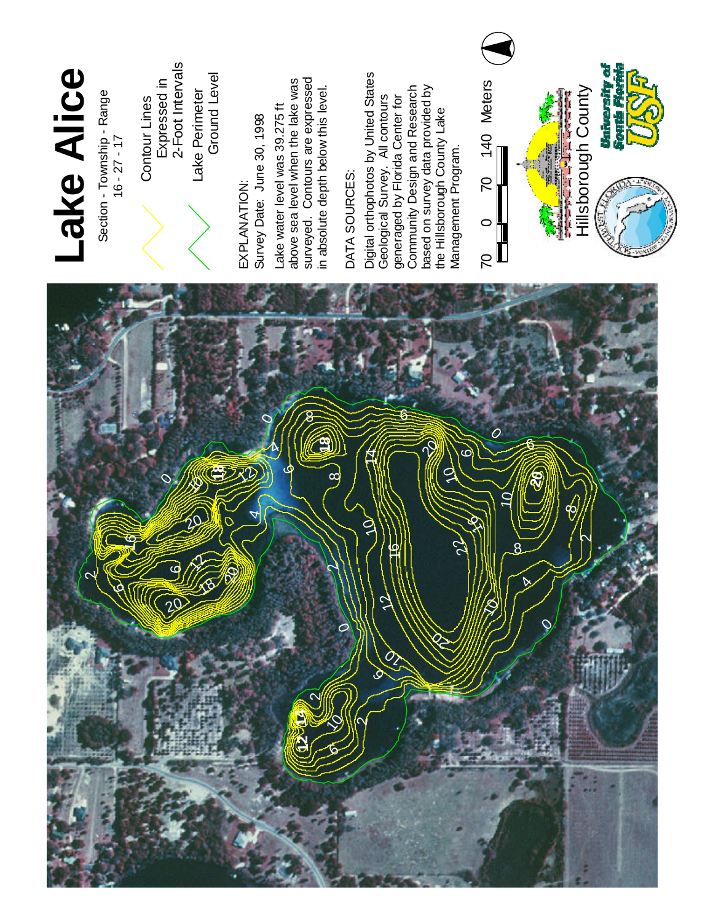# Lake Alice

Section - Township - Range
16 - 27 - 17

Contour Lines
Expressed in
2-Foot Intervals

Lake Perimeter
Ground Level

EXPLANATION:
Survey Date: June 30, 1998

Lake water level was 39.275 ft above sea level when the lake was surveyed. Contours are expressed in absolute depth below this level.

DATA SOURCES:

Digital orthophotos by United States Geological Survey. All contours generaged by Florida Center for Community Design and Research based on survey data provided by the Hillsborough County Lake Management Program.

70 0 70 140 Meters

Hillsborough County

University of South Florida
USF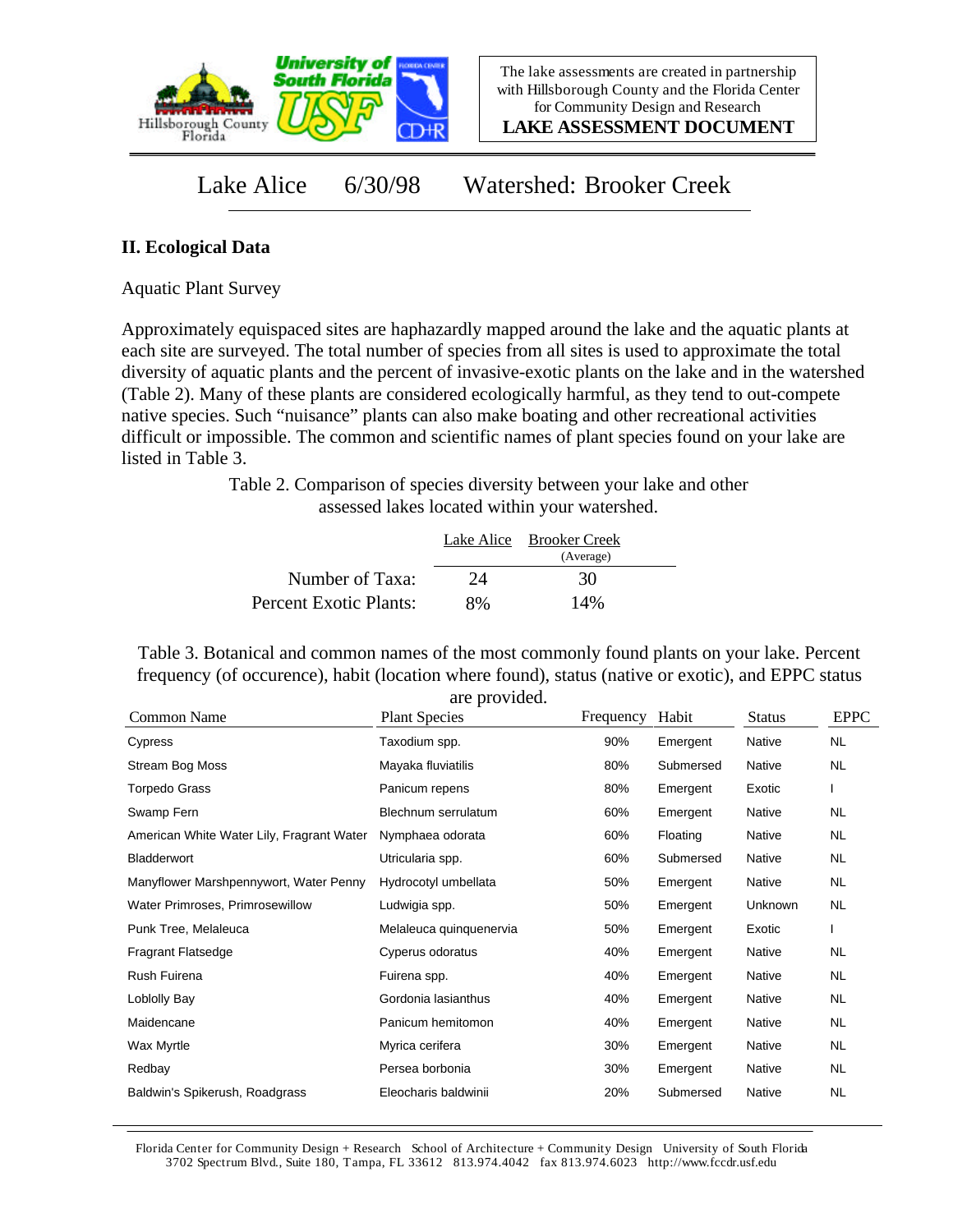Lake Alice 6/30/98 Watershed: Brooker Creek

## II. Ecological Data

Aquatic Plant Survey

Approximately equispaced sites are haphazardly mapped around the lake and the aquatic plants at each site are surveyed. The total number of species from all sites is used to approximate the total diversity of aquatic plants and the percent of invasive-exotic plants on the lake and in the watershed (Table 2). Many of these plants are considered ecologically harmful, as they tend to out-compete native species. Such "nuisance" plants can also make boating and other recreational activities difficult or impossible. The common and scientific names of plant species found on your lake are listed in Table 3.

Table 2. Comparison of species diversity between your lake and other assessed lakes located within your watershed.

| | Lake Alice | Brooker Creek (Average) |
|---|---|---|
| Number of Taxa: | 24 | 30 |
| Percent Exotic Plants: | 8% | 14% |

Table 3. Botanical and common names of the most commonly found plants on your lake. Percent frequency (of occurence), habit (location where found), status (native or exotic), and EPPC status are provided.

| Common Name | Plant Species | Frequency | Habit | Status | EPPC |
|---|---|---|---|---|---|
| Cypress | Taxodium spp. | 90% | Emergent | Native | NL |
| Stream Bog Moss | Mayaka fluviatilis | 80% | Submersed | Native | NL |
| Torpedo Grass | Panicum repens | 80% | Emergent | Exotic | I |
| Swamp Fern | Blechnum serrulatum | 60% | Emergent | Native | NL |
| American White Water Lily, Fragrant Water | Nymphaea odorata | 60% | Floating | Native | NL |
| Bladderwort | Utricularia spp. | 60% | Submersed | Native | NL |
| Manyflower Marshpennywort, Water Penny | Hydrocotyl umbellata | 50% | Emergent | Native | NL |
| Water Primroses, Primrosewillow | Ludwigia spp. | 50% | Emergent | Unknown | NL |
| Punk Tree, Melaleuca | Melaleuca quinquenervia | 50% | Emergent | Exotic | I |
| Fragrant Flatsedge | Cyperus odoratus | 40% | Emergent | Native | NL |
| Rush Fuirena | Fuirena spp. | 40% | Emergent | Native | NL |
| Loblolly Bay | Gordonia lasianthus | 40% | Emergent | Native | NL |
| Maidencane | Panicum hemitomon | 40% | Emergent | Native | NL |
| Wax Myrtle | Myrica cerifera | 30% | Emergent | Native | NL |
| Redbay | Persea borbonia | 30% | Emergent | Native | NL |
| Baldwin's Spikerush, Roadgrass | Eleocharis baldwinii | 20% | Submersed | Native | NL |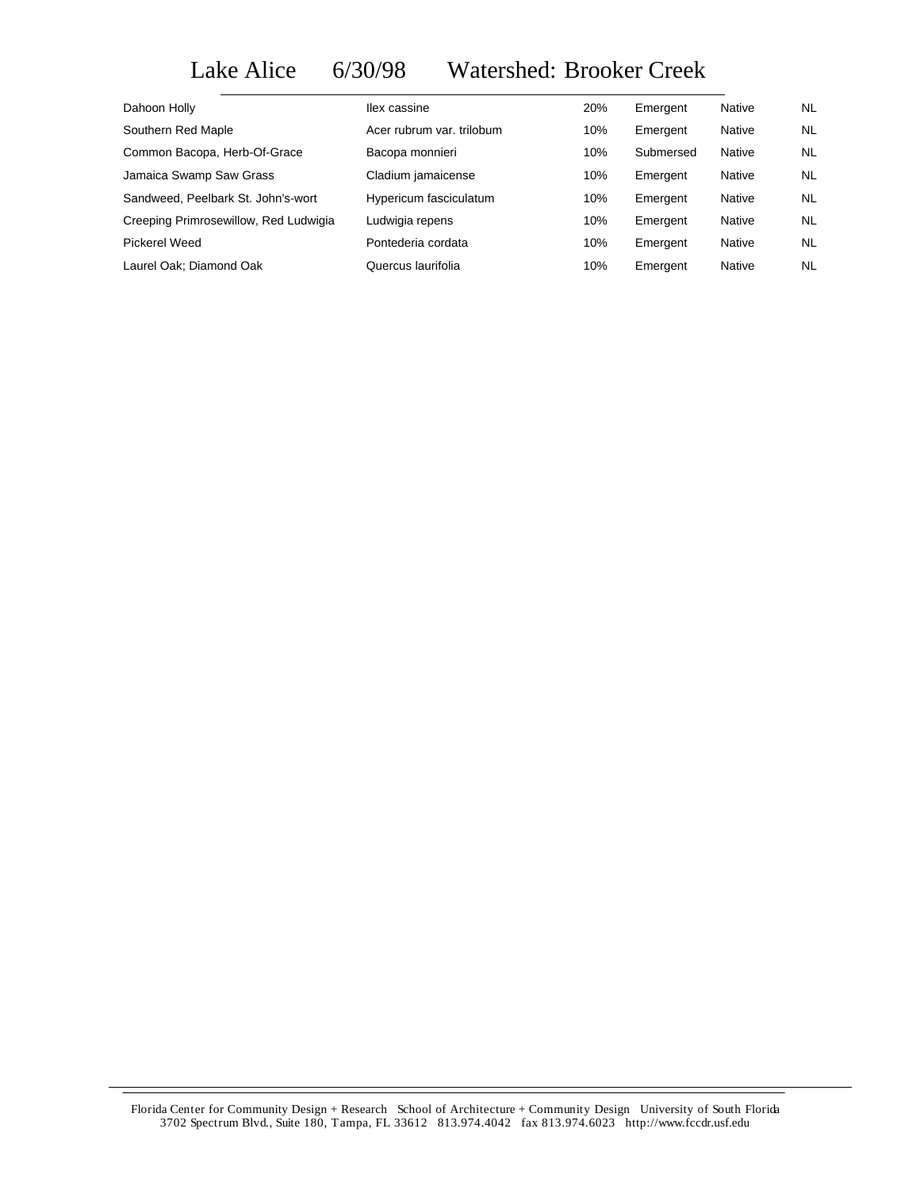# Lake Alice 6/30/98 Watershed: Brooker Creek

| | | | | | |
|---|---|---|---|---|---|
| Dahoon Holly | Ilex cassine | 20% | Emergent | Native | NL |
| Southern Red Maple | Acer rubrum var. trilobum | 10% | Emergent | Native | NL |
| Common Bacopa, Herb-Of-Grace | Bacopa monnieri | 10% | Submersed | Native | NL |
| Jamaica Swamp Saw Grass | Cladium jamaicense | 10% | Emergent | Native | NL |
| Sandweed, Peelbark St. John's-wort | Hypericum fasciculatum | 10% | Emergent | Native | NL |
| Creeping Primrosewillow, Red Ludwigia | Ludwigia repens | 10% | Emergent | Native | NL |
| Pickerel Weed | Pontederia cordata | 10% | Emergent | Native | NL |
| Laurel Oak; Diamond Oak | Quercus laurifolia | 10% | Emergent | Native | NL |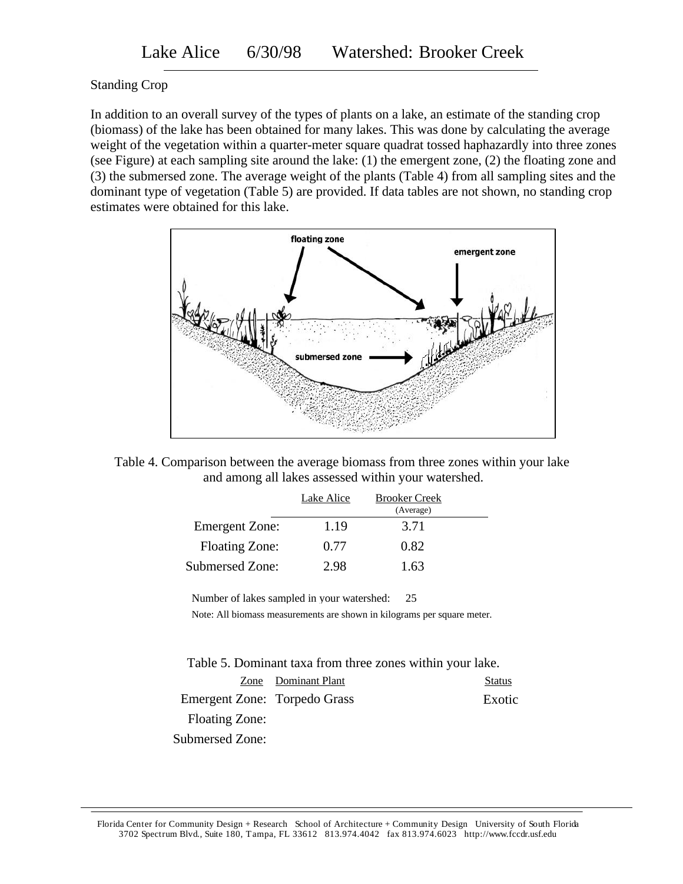# Lake Alice 6/30/98 Watershed: Brooker Creek

Standing Crop

In addition to an overall survey of the types of plants on a lake, an estimate of the standing crop (biomass) of the lake has been obtained for many lakes. This was done by calculating the average weight of the vegetation within a quarter-meter square quadrat tossed haphazardly into three zones (see Figure) at each sampling site around the lake: (1) the emergent zone, (2) the floating zone and (3) the submersed zone. The average weight of the plants (Table 4) from all sampling sites and the dominant type of vegetation (Table 5) are provided. If data tables are not shown, no standing crop estimates were obtained for this lake.

floating zone

emergent zone

submersed zone

Table 4. Comparison between the average biomass from three zones within your lake and among all lakes assessed within your watershed.

| | Lake Alice | Brooker Creek (Average) |
|---|---|---|
| Emergent Zone: | 1.19 | 3.71 |
| Floating Zone: | 0.77 | 0.82 |
| Submersed Zone: | 2.98 | 1.63 |

Number of lakes sampled in your watershed: 25

Note: All biomass measurements are shown in kilograms per square meter.

Table 5. Dominant taxa from three zones within your lake.

| Zone | Dominant Plant | Status |
|---|---|---|
| Emergent Zone: | Torpedo Grass | Exotic |
| Floating Zone: | | |
| Submersed Zone: | | |